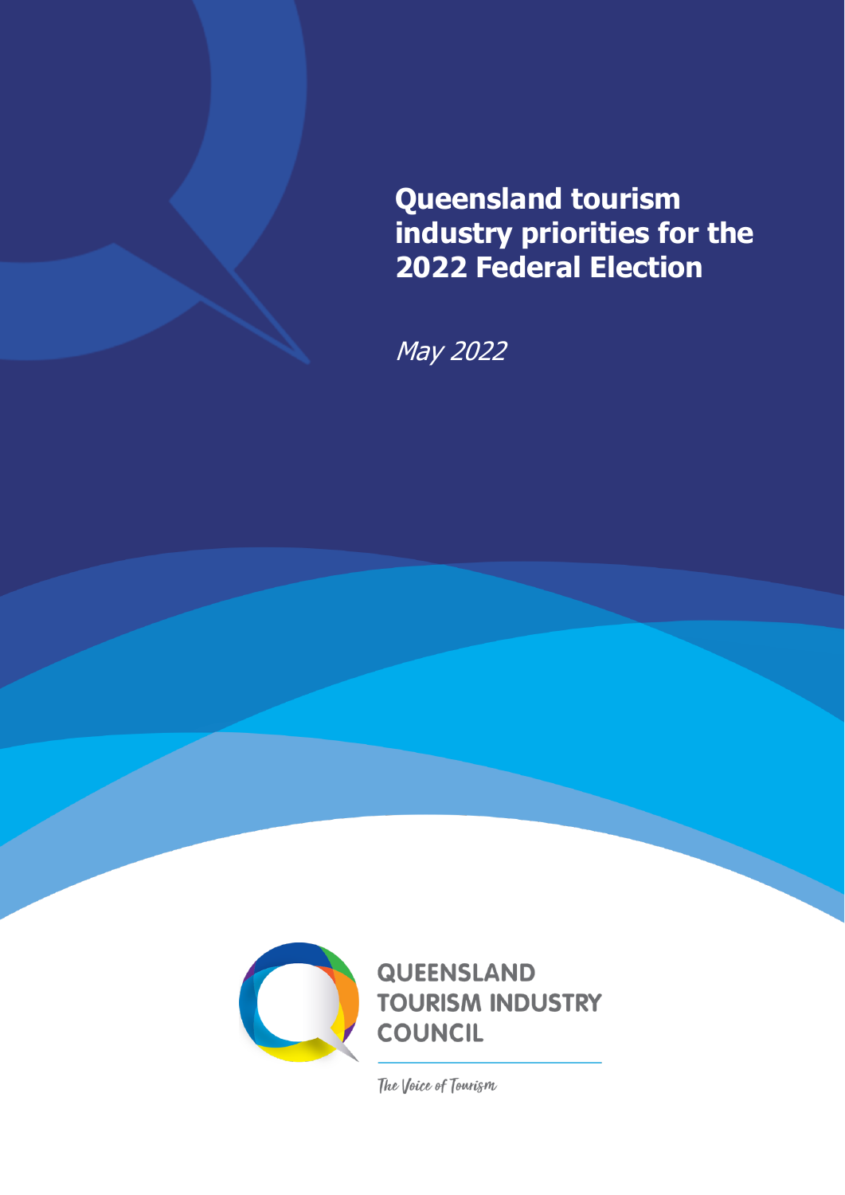# Queensland tourism industry priorities for the 2022 Federal Election

*May 2022*

QUEENSLAND TOURISM INDUSTRY COUNCIL

*The Voice of Tourism*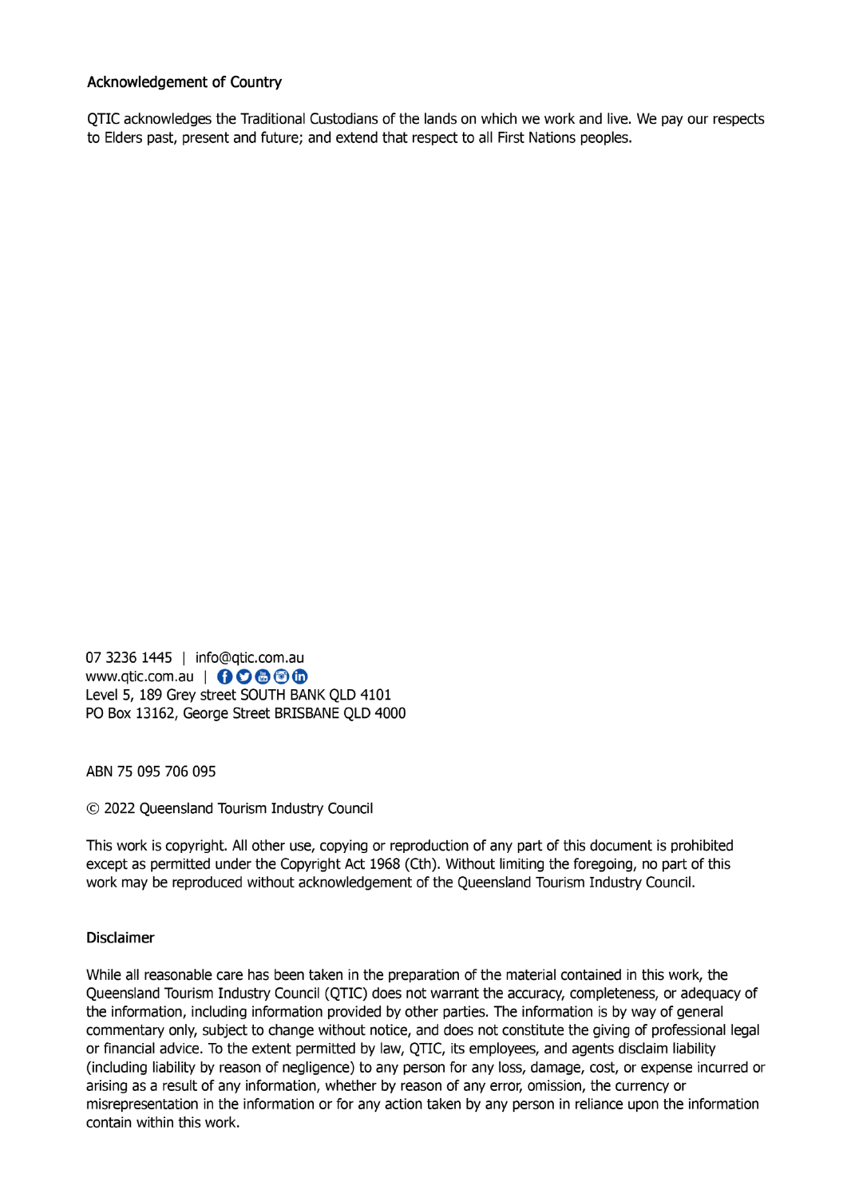## Acknowledgement of Country

QTIC acknowledges the Traditional Custodians of the lands on which we work and live. We pay our respects to Elders past, present and future; and extend that respect to all First Nations peoples.

07 3236 1445 | info@qtic.com.au
www.qtic.com.au |
Level 5, 189 Grey street SOUTH BANK QLD 4101
PO Box 13162, George Street BRISBANE QLD 4000

ABN 75 095 706 095

© 2022 Queensland Tourism Industry Council

This work is copyright. All other use, copying or reproduction of any part of this document is prohibited except as permitted under the Copyright Act 1968 (Cth). Without limiting the foregoing, no part of this work may be reproduced without acknowledgement of the Queensland Tourism Industry Council.

## Disclaimer

While all reasonable care has been taken in the preparation of the material contained in this work, the Queensland Tourism Industry Council (QTIC) does not warrant the accuracy, completeness, or adequacy of the information, including information provided by other parties. The information is by way of general commentary only, subject to change without notice, and does not constitute the giving of professional legal or financial advice. To the extent permitted by law, QTIC, its employees, and agents disclaim liability (including liability by reason of negligence) to any person for any loss, damage, cost, or expense incurred or arising as a result of any information, whether by reason of any error, omission, the currency or misrepresentation in the information or for any action taken by any person in reliance upon the information contain within this work.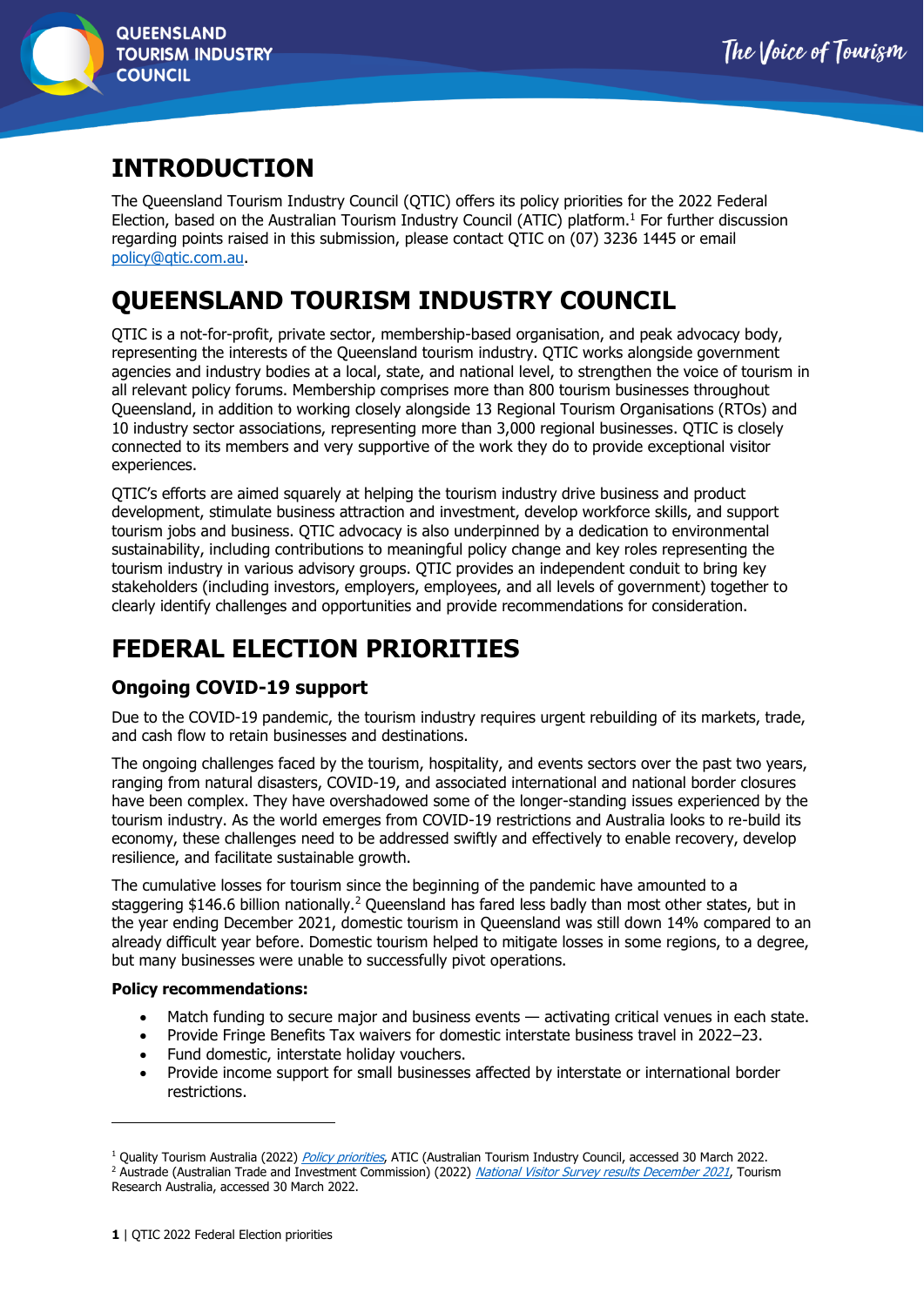# INTRODUCTION

The Queensland Tourism Industry Council (QTIC) offers its policy priorities for the 2022 Federal Election, based on the Australian Tourism Industry Council (ATIC) platform.[1] For further discussion regarding points raised in this submission, please contact QTIC on (07) 3236 1445 or email policy@qtic.com.au.

# QUEENSLAND TOURISM INDUSTRY COUNCIL

QTIC is a not-for-profit, private sector, membership-based organisation, and peak advocacy body, representing the interests of the Queensland tourism industry. QTIC works alongside government agencies and industry bodies at a local, state, and national level, to strengthen the voice of tourism in all relevant policy forums. Membership comprises more than 800 tourism businesses throughout Queensland, in addition to working closely alongside 13 Regional Tourism Organisations (RTOs) and 10 industry sector associations, representing more than 3,000 regional businesses. QTIC is closely connected to its members and very supportive of the work they do to provide exceptional visitor experiences.

QTIC's efforts are aimed squarely at helping the tourism industry drive business and product development, stimulate business attraction and investment, develop workforce skills, and support tourism jobs and business. QTIC advocacy is also underpinned by a dedication to environmental sustainability, including contributions to meaningful policy change and key roles representing the tourism industry in various advisory groups. QTIC provides an independent conduit to bring key stakeholders (including investors, employers, employees, and all levels of government) together to clearly identify challenges and opportunities and provide recommendations for consideration.

# FEDERAL ELECTION PRIORITIES

## Ongoing COVID-19 support

Due to the COVID-19 pandemic, the tourism industry requires urgent rebuilding of its markets, trade, and cash flow to retain businesses and destinations.

The ongoing challenges faced by the tourism, hospitality, and events sectors over the past two years, ranging from natural disasters, COVID-19, and associated international and national border closures have been complex. They have overshadowed some of the longer-standing issues experienced by the tourism industry. As the world emerges from COVID-19 restrictions and Australia looks to re-build its economy, these challenges need to be addressed swiftly and effectively to enable recovery, develop resilience, and facilitate sustainable growth.

The cumulative losses for tourism since the beginning of the pandemic have amounted to a staggering $146.6 billion nationally.[2] Queensland has fared less badly than most other states, but in the year ending December 2021, domestic tourism in Queensland was still down 14% compared to an already difficult year before. Domestic tourism helped to mitigate losses in some regions, to a degree, but many businesses were unable to successfully pivot operations.

**Policy recommendations:**

- Match funding to secure major and business events — activating critical venues in each state.
- Provide Fringe Benefits Tax waivers for domestic interstate business travel in 2022–23.
- Fund domestic, interstate holiday vouchers.
- Provide income support for small businesses affected by interstate or international border restrictions.

---

[1] Quality Tourism Australia (2022) *Policy priorities*, ATIC (Australian Tourism Industry Council, accessed 30 March 2022.

[2] Austrade (Australian Trade and Investment Commission) (2022) *National Visitor Survey results December 2021*, Tourism Research Australia, accessed 30 March 2022.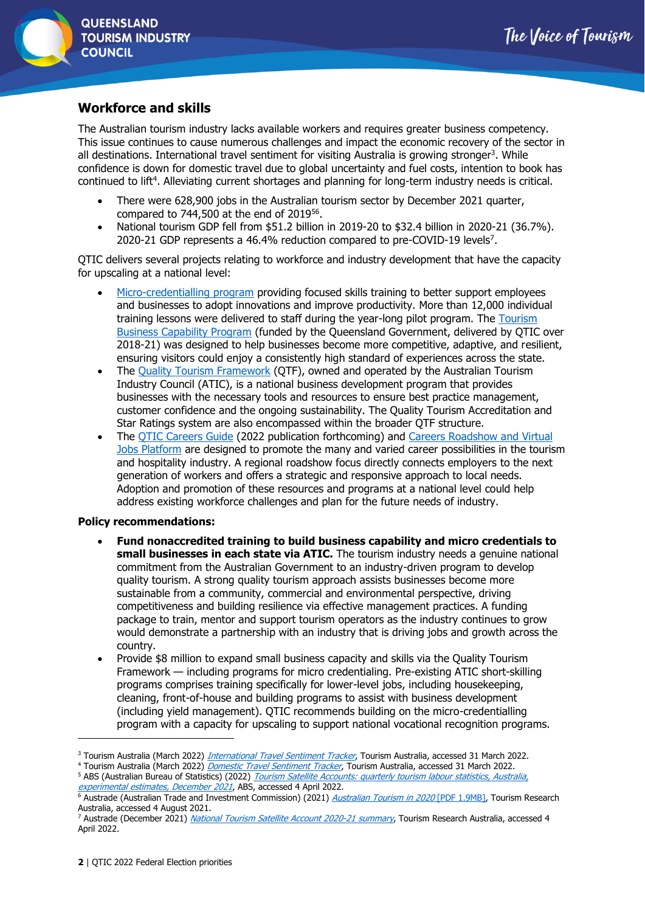## Workforce and skills

The Australian tourism industry lacks available workers and requires greater business competency. This issue continues to cause numerous challenges and impact the economic recovery of the sector in all destinations. International travel sentiment for visiting Australia is growing stronger[3]. While confidence is down for domestic travel due to global uncertainty and fuel costs, intention to book has continued to lift[4]. Alleviating current shortages and planning for long-term industry needs is critical.

- There were 628,900 jobs in the Australian tourism sector by December 2021 quarter, compared to 744,500 at the end of 2019[5,6].
- National tourism GDP fell from $51.2 billion in 2019-20 to $32.4 billion in 2020-21 (36.7%). 2020-21 GDP represents a 46.4% reduction compared to pre-COVID-19 levels[7].

QTIC delivers several projects relating to workforce and industry development that have the capacity for upscaling at a national level:

- Micro-credentialling program providing focused skills training to better support employees and businesses to adopt innovations and improve productivity. More than 12,000 individual training lessons were delivered to staff during the year-long pilot program. The Tourism Business Capability Program (funded by the Queensland Government, delivered by QTIC over 2018-21) was designed to help businesses become more competitive, adaptive, and resilient, ensuring visitors could enjoy a consistently high standard of experiences across the state.
- The Quality Tourism Framework (QTF), owned and operated by the Australian Tourism Industry Council (ATIC), is a national business development program that provides businesses with the necessary tools and resources to ensure best practice management, customer confidence and the ongoing sustainability. The Quality Tourism Accreditation and Star Ratings system are also encompassed within the broader QTF structure.
- The QTIC Careers Guide (2022 publication forthcoming) and Careers Roadshow and Virtual Jobs Platform are designed to promote the many and varied career possibilities in the tourism and hospitality industry. A regional roadshow focus directly connects employers to the next generation of workers and offers a strategic and responsive approach to local needs. Adoption and promotion of these resources and programs at a national level could help address existing workforce challenges and plan for the future needs of industry.

**Policy recommendations:**

- **Fund nonaccredited training to build business capability and micro credentials to small businesses in each state via ATIC.** The tourism industry needs a genuine national commitment from the Australian Government to an industry-driven program to develop quality tourism. A strong quality tourism approach assists businesses become more sustainable from a community, commercial and environmental perspective, driving competitiveness and building resilience via effective management practices. A funding package to train, mentor and support tourism operators as the industry continues to grow would demonstrate a partnership with an industry that is driving jobs and growth across the country.
- Provide $8 million to expand small business capacity and skills via the Quality Tourism Framework — including programs for micro credentialing. Pre-existing ATIC short-skilling programs comprises training specifically for lower-level jobs, including housekeeping, cleaning, front-of-house and building programs to assist with business development (including yield management). QTIC recommends building on the micro-credentialling program with a capacity for upscaling to support national vocational recognition programs.

---

[3] Tourism Australia (March 2022) *International Travel Sentiment Tracker*, Tourism Australia, accessed 31 March 2022.
[4] Tourism Australia (March 2022) *Domestic Travel Sentiment Tracker*, Tourism Australia, accessed 31 March 2022.
[5] ABS (Australian Bureau of Statistics) (2022) *Tourism Satellite Accounts: quarterly tourism labour statistics, Australia, experimental estimates, December 2021*, ABS, accessed 4 April 2022.
[6] Austrade (Australian Trade and Investment Commission) (2021) *Australian Tourism in 2020* [PDF 1.9MB], Tourism Research Australia, accessed 4 August 2021.
[7] Austrade (December 2021) *National Tourism Satellite Account 2020-21 summary*, Tourism Research Australia, accessed 4 April 2022.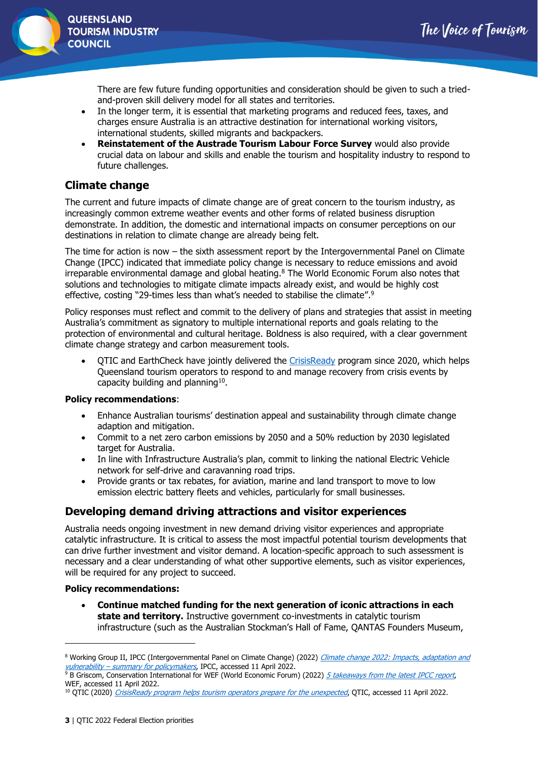There are few future funding opportunities and consideration should be given to such a tried-and-proven skill delivery model for all states and territories.

- In the longer term, it is essential that marketing programs and reduced fees, taxes, and charges ensure Australia is an attractive destination for international working visitors, international students, skilled migrants and backpackers.
- **Reinstatement of the Austrade Tourism Labour Force Survey** would also provide crucial data on labour and skills and enable the tourism and hospitality industry to respond to future challenges.

## Climate change

The current and future impacts of climate change are of great concern to the tourism industry, as increasingly common extreme weather events and other forms of related business disruption demonstrate. In addition, the domestic and international impacts on consumer perceptions on our destinations in relation to climate change are already being felt.

The time for action is now – the sixth assessment report by the Intergovernmental Panel on Climate Change (IPCC) indicated that immediate policy change is necessary to reduce emissions and avoid irreparable environmental damage and global heating.[8] The World Economic Forum also notes that solutions and technologies to mitigate climate impacts already exist, and would be highly cost effective, costing "29-times less than what's needed to stabilise the climate".[9]

Policy responses must reflect and commit to the delivery of plans and strategies that assist in meeting Australia's commitment as signatory to multiple international reports and goals relating to the protection of environmental and cultural heritage. Boldness is also required, with a clear government climate change strategy and carbon measurement tools.

- QTIC and EarthCheck have jointly delivered the CrisisReady program since 2020, which helps Queensland tourism operators to respond to and manage recovery from crisis events by capacity building and planning[10].

**Policy recommendations**:

- Enhance Australian tourisms' destination appeal and sustainability through climate change adaption and mitigation.
- Commit to a net zero carbon emissions by 2050 and a 50% reduction by 2030 legislated target for Australia.
- In line with Infrastructure Australia's plan, commit to linking the national Electric Vehicle network for self-drive and caravanning road trips.
- Provide grants or tax rebates, for aviation, marine and land transport to move to low emission electric battery fleets and vehicles, particularly for small businesses.

## Developing demand driving attractions and visitor experiences

Australia needs ongoing investment in new demand driving visitor experiences and appropriate catalytic infrastructure. It is critical to assess the most impactful potential tourism developments that can drive further investment and visitor demand. A location-specific approach to such assessment is necessary and a clear understanding of what other supportive elements, such as visitor experiences, will be required for any project to succeed.

**Policy recommendations:**

- **Continue matched funding for the next generation of iconic attractions in each state and territory.** Instructive government co-investments in catalytic tourism infrastructure (such as the Australian Stockman's Hall of Fame, QANTAS Founders Museum,

---

[8] Working Group II, IPCC (Intergovernmental Panel on Climate Change) (2022) *Climate change 2022: Impacts, adaptation and vulnerability – summary for policymakers*, IPCC, accessed 11 April 2022.

[9] B Griscom, Conservation International for WEF (World Economic Forum) (2022) *5 takeaways from the latest IPCC report*, WEF, accessed 11 April 2022.

[10] QTIC (2020) *CrisisReady program helps tourism operators prepare for the unexpected*, QTIC, accessed 11 April 2022.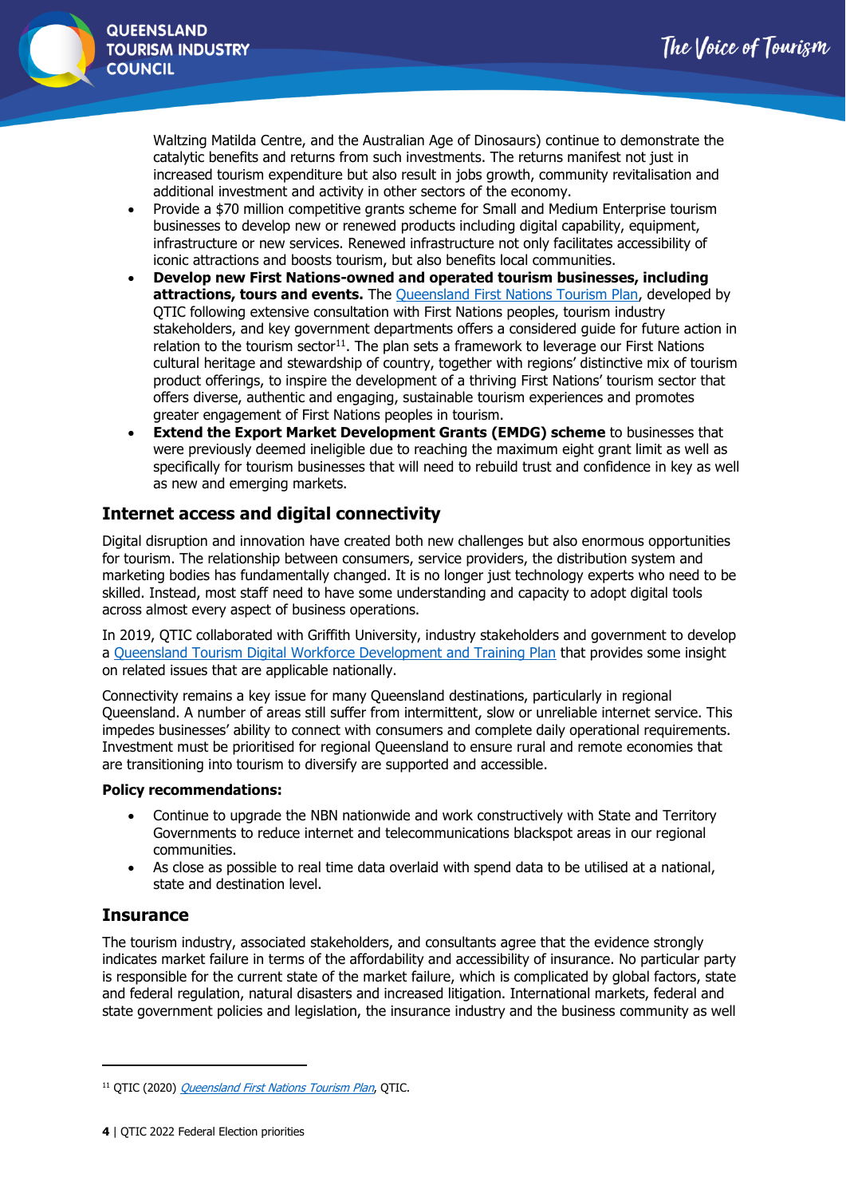Waltzing Matilda Centre, and the Australian Age of Dinosaurs) continue to demonstrate the catalytic benefits and returns from such investments. The returns manifest not just in increased tourism expenditure but also result in jobs growth, community revitalisation and additional investment and activity in other sectors of the economy.

- Provide a $70 million competitive grants scheme for Small and Medium Enterprise tourism businesses to develop new or renewed products including digital capability, equipment, infrastructure or new services. Renewed infrastructure not only facilitates accessibility of iconic attractions and boosts tourism, but also benefits local communities.
- **Develop new First Nations-owned and operated tourism businesses, including attractions, tours and events.** The Queensland First Nations Tourism Plan, developed by QTIC following extensive consultation with First Nations peoples, tourism industry stakeholders, and key government departments offers a considered guide for future action in relation to the tourism sector[11]. The plan sets a framework to leverage our First Nations cultural heritage and stewardship of country, together with regions' distinctive mix of tourism product offerings, to inspire the development of a thriving First Nations' tourism sector that offers diverse, authentic and engaging, sustainable tourism experiences and promotes greater engagement of First Nations peoples in tourism.
- **Extend the Export Market Development Grants (EMDG) scheme** to businesses that were previously deemed ineligible due to reaching the maximum eight grant limit as well as specifically for tourism businesses that will need to rebuild trust and confidence in key as well as new and emerging markets.

## Internet access and digital connectivity

Digital disruption and innovation have created both new challenges but also enormous opportunities for tourism. The relationship between consumers, service providers, the distribution system and marketing bodies has fundamentally changed. It is no longer just technology experts who need to be skilled. Instead, most staff need to have some understanding and capacity to adopt digital tools across almost every aspect of business operations.

In 2019, QTIC collaborated with Griffith University, industry stakeholders and government to develop a Queensland Tourism Digital Workforce Development and Training Plan that provides some insight on related issues that are applicable nationally.

Connectivity remains a key issue for many Queensland destinations, particularly in regional Queensland. A number of areas still suffer from intermittent, slow or unreliable internet service. This impedes businesses' ability to connect with consumers and complete daily operational requirements. Investment must be prioritised for regional Queensland to ensure rural and remote economies that are transitioning into tourism to diversify are supported and accessible.

**Policy recommendations:**

- Continue to upgrade the NBN nationwide and work constructively with State and Territory Governments to reduce internet and telecommunications blackspot areas in our regional communities.
- As close as possible to real time data overlaid with spend data to be utilised at a national, state and destination level.

## Insurance

The tourism industry, associated stakeholders, and consultants agree that the evidence strongly indicates market failure in terms of the affordability and accessibility of insurance. No particular party is responsible for the current state of the market failure, which is complicated by global factors, state and federal regulation, natural disasters and increased litigation. International markets, federal and state government policies and legislation, the insurance industry and the business community as well

[11] QTIC (2020) *Queensland First Nations Tourism Plan*, QTIC.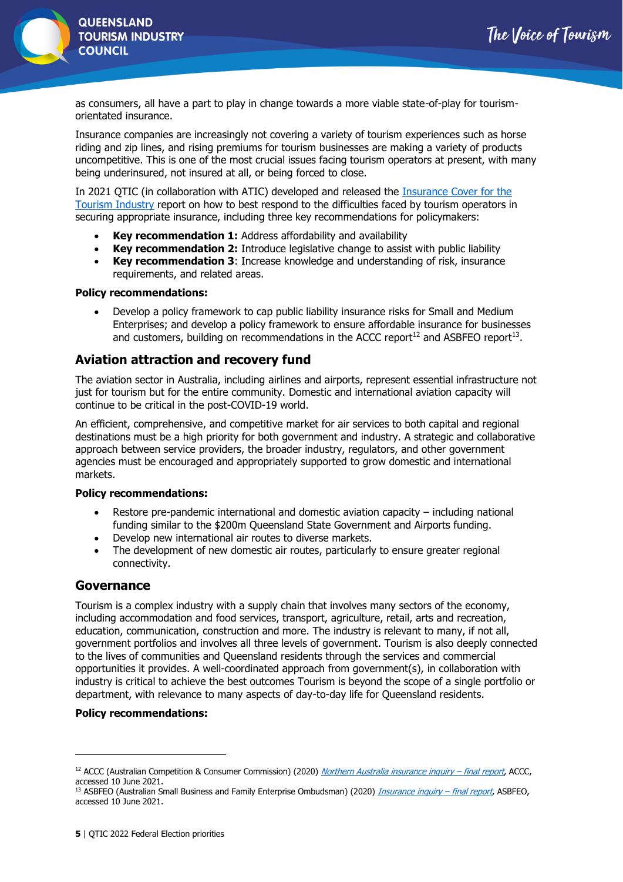as consumers, all have a part to play in change towards a more viable state-of-play for tourism-orientated insurance.

Insurance companies are increasingly not covering a variety of tourism experiences such as horse riding and zip lines, and rising premiums for tourism businesses are making a variety of products uncompetitive. This is one of the most crucial issues facing tourism operators at present, with many being underinsured, not insured at all, or being forced to close.

In 2021 QTIC (in collaboration with ATIC) developed and released the Insurance Cover for the Tourism Industry report on how to best respond to the difficulties faced by tourism operators in securing appropriate insurance, including three key recommendations for policymakers:

- **Key recommendation 1:** Address affordability and availability
- **Key recommendation 2:** Introduce legislative change to assist with public liability
- **Key recommendation 3**: Increase knowledge and understanding of risk, insurance requirements, and related areas.

**Policy recommendations:**

- Develop a policy framework to cap public liability insurance risks for Small and Medium Enterprises; and develop a policy framework to ensure affordable insurance for businesses and customers, building on recommendations in the ACCC report[12] and ASBFEO report[13].

## Aviation attraction and recovery fund

The aviation sector in Australia, including airlines and airports, represent essential infrastructure not just for tourism but for the entire community. Domestic and international aviation capacity will continue to be critical in the post-COVID-19 world.

An efficient, comprehensive, and competitive market for air services to both capital and regional destinations must be a high priority for both government and industry. A strategic and collaborative approach between service providers, the broader industry, regulators, and other government agencies must be encouraged and appropriately supported to grow domestic and international markets.

**Policy recommendations:**

- Restore pre-pandemic international and domestic aviation capacity – including national funding similar to the $200m Queensland State Government and Airports funding.
- Develop new international air routes to diverse markets.
- The development of new domestic air routes, particularly to ensure greater regional connectivity.

## Governance

Tourism is a complex industry with a supply chain that involves many sectors of the economy, including accommodation and food services, transport, agriculture, retail, arts and recreation, education, communication, construction and more. The industry is relevant to many, if not all, government portfolios and involves all three levels of government. Tourism is also deeply connected to the lives of communities and Queensland residents through the services and commercial opportunities it provides. A well-coordinated approach from government(s), in collaboration with industry is critical to achieve the best outcomes Tourism is beyond the scope of a single portfolio or department, with relevance to many aspects of day-to-day life for Queensland residents.

**Policy recommendations:**

---

[12] ACCC (Australian Competition & Consumer Commission) (2020) *Northern Australia insurance inquiry – final report*, ACCC, accessed 10 June 2021.

[13] ASBFEO (Australian Small Business and Family Enterprise Ombudsman) (2020) *Insurance inquiry – final report*, ASBFEO, accessed 10 June 2021.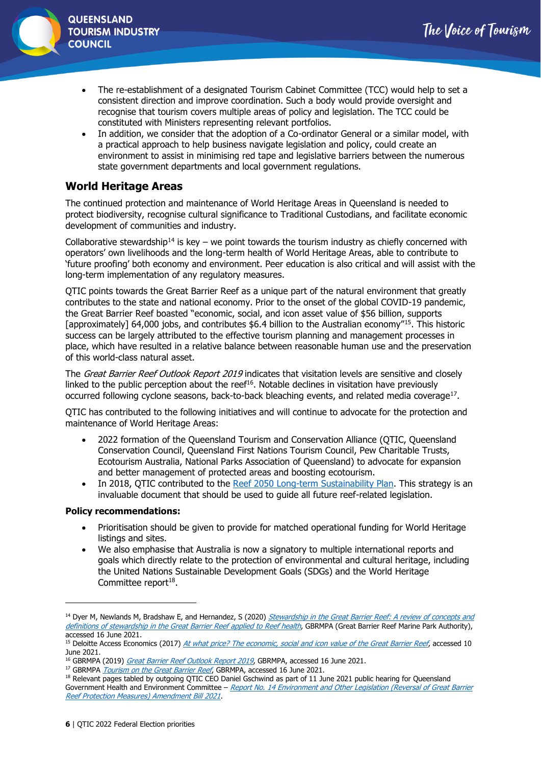- The re-establishment of a designated Tourism Cabinet Committee (TCC) would help to set a consistent direction and improve coordination. Such a body would provide oversight and recognise that tourism covers multiple areas of policy and legislation. The TCC could be constituted with Ministers representing relevant portfolios.
- In addition, we consider that the adoption of a Co-ordinator General or a similar model, with a practical approach to help business navigate legislation and policy, could create an environment to assist in minimising red tape and legislative barriers between the numerous state government departments and local government regulations.

## World Heritage Areas

The continued protection and maintenance of World Heritage Areas in Queensland is needed to protect biodiversity, recognise cultural significance to Traditional Custodians, and facilitate economic development of communities and industry.

Collaborative stewardship[14] is key – we point towards the tourism industry as chiefly concerned with operators' own livelihoods and the long-term health of World Heritage Areas, able to contribute to 'future proofing' both economy and environment. Peer education is also critical and will assist with the long-term implementation of any regulatory measures.

QTIC points towards the Great Barrier Reef as a unique part of the natural environment that greatly contributes to the state and national economy. Prior to the onset of the global COVID-19 pandemic, the Great Barrier Reef boasted "economic, social, and icon asset value of $56 billion, supports [approximately] 64,000 jobs, and contributes $6.4 billion to the Australian economy"[15]. This historic success can be largely attributed to the effective tourism planning and management processes in place, which have resulted in a relative balance between reasonable human use and the preservation of this world-class natural asset.

The *Great Barrier Reef Outlook Report 2019* indicates that visitation levels are sensitive and closely linked to the public perception about the reef[16]. Notable declines in visitation have previously occurred following cyclone seasons, back-to-back bleaching events, and related media coverage[17].

QTIC has contributed to the following initiatives and will continue to advocate for the protection and maintenance of World Heritage Areas:

- 2022 formation of the Queensland Tourism and Conservation Alliance (QTIC, Queensland Conservation Council, Queensland First Nations Tourism Council, Pew Charitable Trusts, Ecotourism Australia, National Parks Association of Queensland) to advocate for expansion and better management of protected areas and boosting ecotourism.
- In 2018, QTIC contributed to the Reef 2050 Long-term Sustainability Plan. This strategy is an invaluable document that should be used to guide all future reef-related legislation.

**Policy recommendations:**

- Prioritisation should be given to provide for matched operational funding for World Heritage listings and sites.
- We also emphasise that Australia is now a signatory to multiple international reports and goals which directly relate to the protection of environmental and cultural heritage, including the United Nations Sustainable Development Goals (SDGs) and the World Heritage Committee report[18].

---

[14] Dyer M, Newlands M, Bradshaw E, and Hernandez, S (2020) *Stewardship in the Great Barrier Reef: A review of concepts and definitions of stewardship in the Great Barrier Reef applied to Reef health*, GBRMPA (Great Barrier Reef Marine Park Authority), accessed 16 June 2021.

[15] Deloitte Access Economics (2017) *At what price? The economic, social and icon value of the Great Barrier Reef*, accessed 10 June 2021.

[16] GBRMPA (2019) *Great Barrier Reef Outlook Report 2019*, GBRMPA, accessed 16 June 2021.

[17] GBRMPA *Tourism on the Great Barrier Reef*, GBRMPA, accessed 16 June 2021.

[18] Relevant pages tabled by outgoing QTIC CEO Daniel Gschwind as part of 11 June 2021 public hearing for Queensland Government Health and Environment Committee – *Report No. 14 Environment and Other Legislation (Reversal of Great Barrier Reef Protection Measures) Amendment Bill 2021*.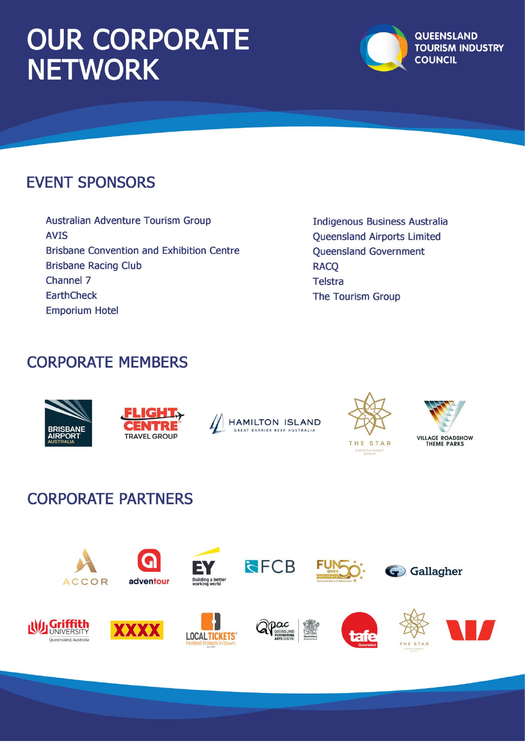# OUR CORPORATE NETWORK

QUEENSLAND TOURISM INDUSTRY COUNCIL

## EVENT SPONSORS

Australian Adventure Tourism Group
AVIS
Brisbane Convention and Exhibition Centre
Brisbane Racing Club
Channel 7
EarthCheck
Emporium Hotel
Indigenous Business Australia
Queensland Airports Limited
Queensland Government
RACQ
Telstra
The Tourism Group

## CORPORATE MEMBERS

BRISBANE AIRPORT AUSTRALIA

FLIGHT CENTRE TRAVEL GROUP

HAMILTON ISLAND GREAT BARRIER REEF AUSTRALIA

THE STAR ENTERTAINMENT GROUP

VILLAGE ROADSHOW THEME PARKS

## CORPORATE PARTNERS

ACCOR

adventour

EY Building a better working world

FCB

FUN OVER 50 HOLIDAYS

Gallagher

Griffith UNIVERSITY Queensland, Australia

XXXX

LOCAL TICKETS hottest tickets in town

QPAC QUEENSLAND PERFORMING ARTS CENTRE Queensland Government

tafe Queensland

THE STAR ENTERTAINMENT GROUP